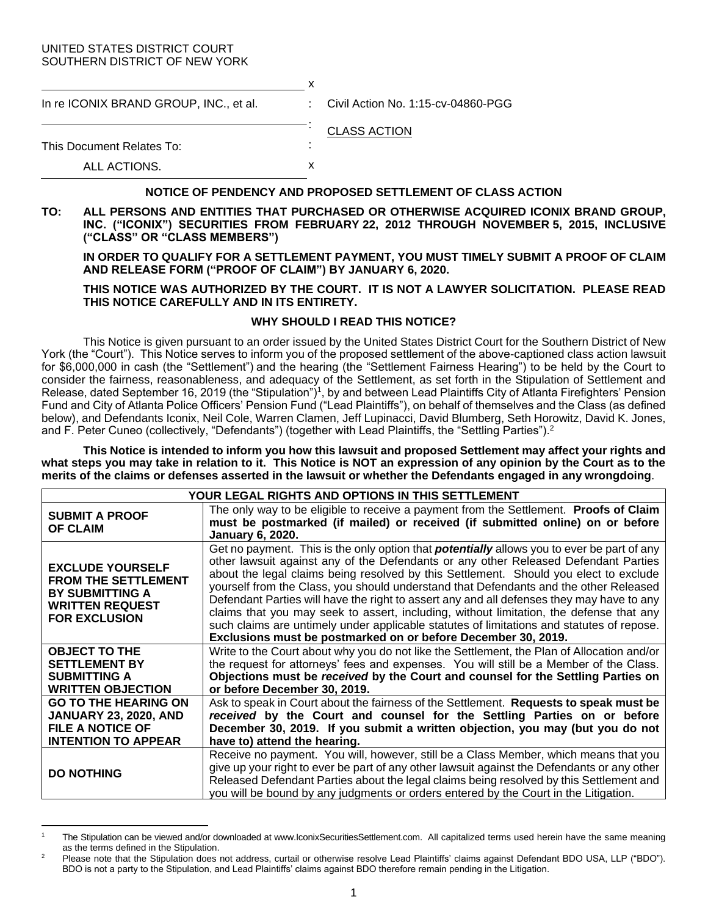UNITED STATES DISTRICT COURT
SOUTHERN DISTRICT OF NEW YORK

| | |
|---|---|
| In re ICONIX BRAND GROUP, INC., et al. | Civil Action No. 1:15-cv-04860-PGG |
| This Document Relates To: ALL ACTIONS. | CLASS ACTION |

## NOTICE OF PENDENCY AND PROPOSED SETTLEMENT OF CLASS ACTION

**TO: ALL PERSONS AND ENTITIES THAT PURCHASED OR OTHERWISE ACQUIRED ICONIX BRAND GROUP, INC. ("ICONIX") SECURITIES FROM FEBRUARY 22, 2012 THROUGH NOVEMBER 5, 2015, INCLUSIVE ("CLASS" OR "CLASS MEMBERS")**

**IN ORDER TO QUALIFY FOR A SETTLEMENT PAYMENT, YOU MUST TIMELY SUBMIT A PROOF OF CLAIM AND RELEASE FORM ("PROOF OF CLAIM") BY JANUARY 6, 2020.**

**THIS NOTICE WAS AUTHORIZED BY THE COURT. IT IS NOT A LAWYER SOLICITATION. PLEASE READ THIS NOTICE CAREFULLY AND IN ITS ENTIRETY.**

### WHY SHOULD I READ THIS NOTICE?

This Notice is given pursuant to an order issued by the United States District Court for the Southern District of New York (the "Court"). This Notice serves to inform you of the proposed settlement of the above-captioned class action lawsuit for $6,000,000 in cash (the "Settlement") and the hearing (the "Settlement Fairness Hearing") to be held by the Court to consider the fairness, reasonableness, and adequacy of the Settlement, as set forth in the Stipulation of Settlement and Release, dated September 16, 2019 (the "Stipulation")[1], by and between Lead Plaintiffs City of Atlanta Firefighters' Pension Fund and City of Atlanta Police Officers' Pension Fund ("Lead Plaintiffs"), on behalf of themselves and the Class (as defined below), and Defendants Iconix, Neil Cole, Warren Clamen, Jeff Lupinacci, David Blumberg, Seth Horowitz, David K. Jones, and F. Peter Cuneo (collectively, "Defendants") (together with Lead Plaintiffs, the "Settling Parties").[2]

**This Notice is intended to inform you how this lawsuit and proposed Settlement may affect your rights and what steps you may take in relation to it. This Notice is NOT an expression of any opinion by the Court as to the merits of the claims or defenses asserted in the lawsuit or whether the Defendants engaged in any wrongdoing**.

| YOUR LEGAL RIGHTS AND OPTIONS IN THIS SETTLEMENT | |
|---|---|
| **SUBMIT A PROOF OF CLAIM** | The only way to be eligible to receive a payment from the Settlement. **Proofs of Claim must be postmarked (if mailed) or received (if submitted online) on or before January 6, 2020.** |
| **EXCLUDE YOURSELF FROM THE SETTLEMENT BY SUBMITTING A WRITTEN REQUEST FOR EXCLUSION** | Get no payment. This is the only option that ***potentially*** allows you to ever be part of any other lawsuit against any of the Defendants or any other Released Defendant Parties about the legal claims being resolved by this Settlement. Should you elect to exclude yourself from the Class, you should understand that Defendants and the other Released Defendant Parties will have the right to assert any and all defenses they may have to any claims that you may seek to assert, including, without limitation, the defense that any such claims are untimely under applicable statutes of limitations and statutes of repose. **Exclusions must be postmarked on or before December 30, 2019.** |
| **OBJECT TO THE SETTLEMENT BY SUBMITTING A WRITTEN OBJECTION** | Write to the Court about why you do not like the Settlement, the Plan of Allocation and/or the request for attorneys' fees and expenses. You will still be a Member of the Class. **Objections must be *received* by the Court and counsel for the Settling Parties on or before December 30, 2019.** |
| **GO TO THE HEARING ON JANUARY 23, 2020, AND FILE A NOTICE OF INTENTION TO APPEAR** | Ask to speak in Court about the fairness of the Settlement. **Requests to speak must be *received* by the Court and counsel for the Settling Parties on or before December 30, 2019. If you submit a written objection, you may (but you do not have to) attend the hearing.** |
| **DO NOTHING** | Receive no payment. You will, however, still be a Class Member, which means that you give up your right to ever be part of any other lawsuit against the Defendants or any other Released Defendant Parties about the legal claims being resolved by this Settlement and you will be bound by any judgments or orders entered by the Court in the Litigation. |

[1] The Stipulation can be viewed and/or downloaded at www.IconixSecuritiesSettlement.com. All capitalized terms used herein have the same meaning as the terms defined in the Stipulation.

[2] Please note that the Stipulation does not address, curtail or otherwise resolve Lead Plaintiffs' claims against Defendant BDO USA, LLP ("BDO"). BDO is not a party to the Stipulation, and Lead Plaintiffs' claims against BDO therefore remain pending in the Litigation.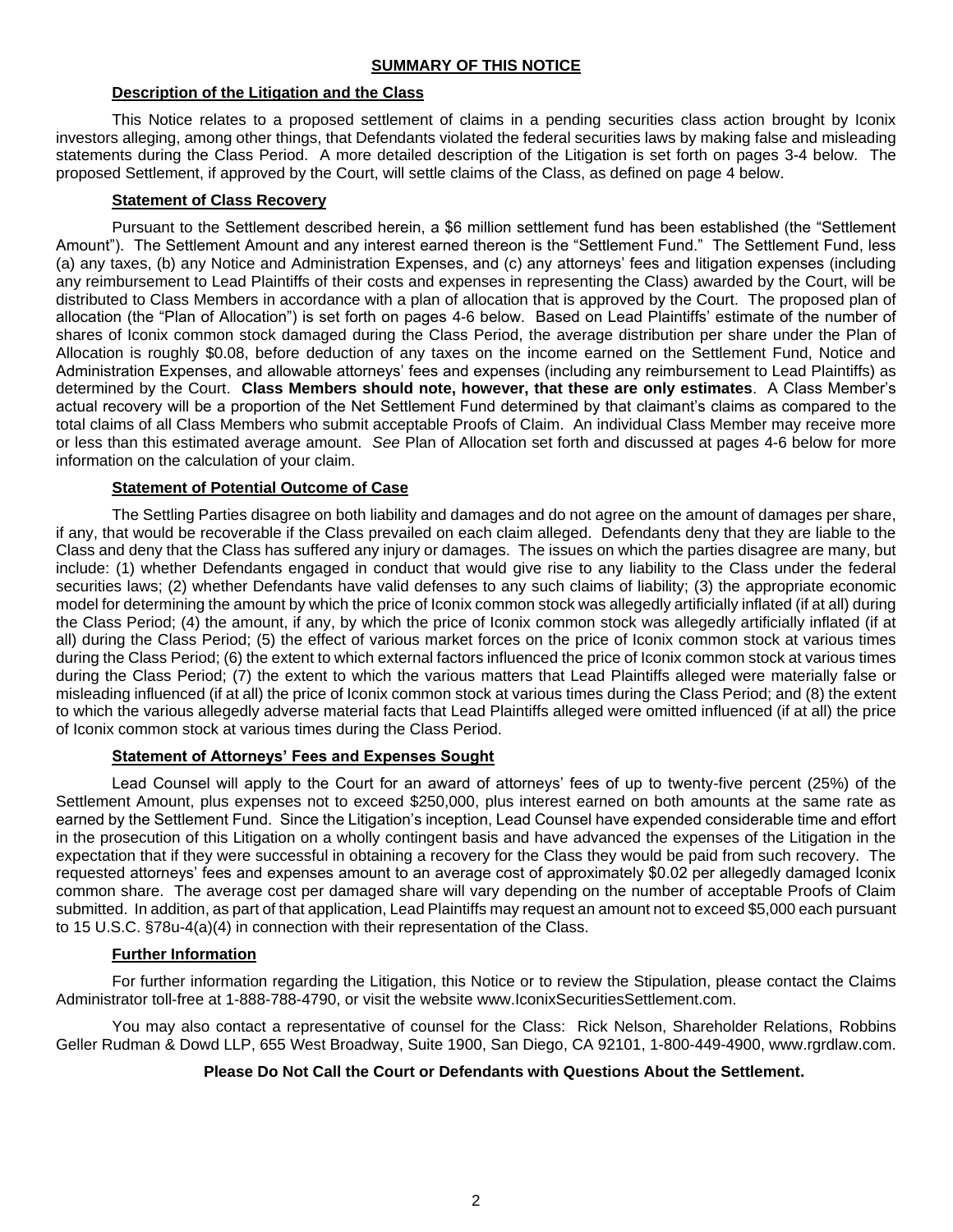## SUMMARY OF THIS NOTICE

### Description of the Litigation and the Class

This Notice relates to a proposed settlement of claims in a pending securities class action brought by Iconix investors alleging, among other things, that Defendants violated the federal securities laws by making false and misleading statements during the Class Period. A more detailed description of the Litigation is set forth on pages 3-4 below. The proposed Settlement, if approved by the Court, will settle claims of the Class, as defined on page 4 below.

### Statement of Class Recovery

Pursuant to the Settlement described herein, a $6 million settlement fund has been established (the "Settlement Amount"). The Settlement Amount and any interest earned thereon is the "Settlement Fund." The Settlement Fund, less (a) any taxes, (b) any Notice and Administration Expenses, and (c) any attorneys' fees and litigation expenses (including any reimbursement to Lead Plaintiffs of their costs and expenses in representing the Class) awarded by the Court, will be distributed to Class Members in accordance with a plan of allocation that is approved by the Court. The proposed plan of allocation (the "Plan of Allocation") is set forth on pages 4-6 below. Based on Lead Plaintiffs' estimate of the number of shares of Iconix common stock damaged during the Class Period, the average distribution per share under the Plan of Allocation is roughly $0.08, before deduction of any taxes on the income earned on the Settlement Fund, Notice and Administration Expenses, and allowable attorneys' fees and expenses (including any reimbursement to Lead Plaintiffs) as determined by the Court. **Class Members should note, however, that these are only estimates**. A Class Member's actual recovery will be a proportion of the Net Settlement Fund determined by that claimant's claims as compared to the total claims of all Class Members who submit acceptable Proofs of Claim. An individual Class Member may receive more or less than this estimated average amount. *See* Plan of Allocation set forth and discussed at pages 4-6 below for more information on the calculation of your claim.

### Statement of Potential Outcome of Case

The Settling Parties disagree on both liability and damages and do not agree on the amount of damages per share, if any, that would be recoverable if the Class prevailed on each claim alleged. Defendants deny that they are liable to the Class and deny that the Class has suffered any injury or damages. The issues on which the parties disagree are many, but include: (1) whether Defendants engaged in conduct that would give rise to any liability to the Class under the federal securities laws; (2) whether Defendants have valid defenses to any such claims of liability; (3) the appropriate economic model for determining the amount by which the price of Iconix common stock was allegedly artificially inflated (if at all) during the Class Period; (4) the amount, if any, by which the price of Iconix common stock was allegedly artificially inflated (if at all) during the Class Period; (5) the effect of various market forces on the price of Iconix common stock at various times during the Class Period; (6) the extent to which external factors influenced the price of Iconix common stock at various times during the Class Period; (7) the extent to which the various matters that Lead Plaintiffs alleged were materially false or misleading influenced (if at all) the price of Iconix common stock at various times during the Class Period; and (8) the extent to which the various allegedly adverse material facts that Lead Plaintiffs alleged were omitted influenced (if at all) the price of Iconix common stock at various times during the Class Period.

### Statement of Attorneys' Fees and Expenses Sought

Lead Counsel will apply to the Court for an award of attorneys' fees of up to twenty-five percent (25%) of the Settlement Amount, plus expenses not to exceed $250,000, plus interest earned on both amounts at the same rate as earned by the Settlement Fund. Since the Litigation's inception, Lead Counsel have expended considerable time and effort in the prosecution of this Litigation on a wholly contingent basis and have advanced the expenses of the Litigation in the expectation that if they were successful in obtaining a recovery for the Class they would be paid from such recovery. The requested attorneys' fees and expenses amount to an average cost of approximately $0.02 per allegedly damaged Iconix common share. The average cost per damaged share will vary depending on the number of acceptable Proofs of Claim submitted. In addition, as part of that application, Lead Plaintiffs may request an amount not to exceed $5,000 each pursuant to 15 U.S.C. §78u-4(a)(4) in connection with their representation of the Class.

### Further Information

For further information regarding the Litigation, this Notice or to review the Stipulation, please contact the Claims Administrator toll-free at 1-888-788-4790, or visit the website www.IconixSecuritiesSettlement.com.

You may also contact a representative of counsel for the Class: Rick Nelson, Shareholder Relations, Robbins Geller Rudman & Dowd LLP, 655 West Broadway, Suite 1900, San Diego, CA 92101, 1-800-449-4900, www.rgrdlaw.com.

**Please Do Not Call the Court or Defendants with Questions About the Settlement.**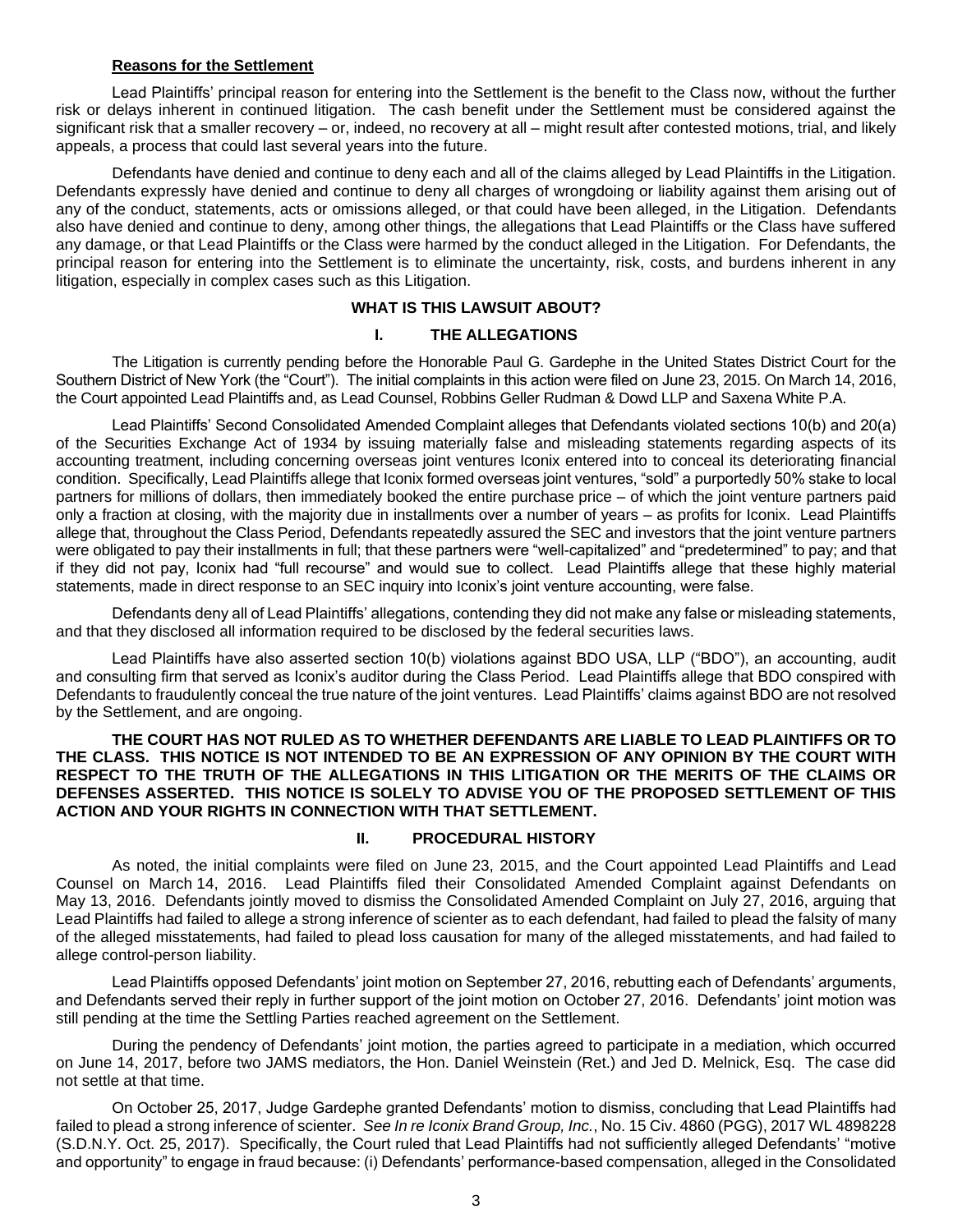**Reasons for the Settlement**

Lead Plaintiffs' principal reason for entering into the Settlement is the benefit to the Class now, without the further risk or delays inherent in continued litigation. The cash benefit under the Settlement must be considered against the significant risk that a smaller recovery – or, indeed, no recovery at all – might result after contested motions, trial, and likely appeals, a process that could last several years into the future.

Defendants have denied and continue to deny each and all of the claims alleged by Lead Plaintiffs in the Litigation. Defendants expressly have denied and continue to deny all charges of wrongdoing or liability against them arising out of any of the conduct, statements, acts or omissions alleged, or that could have been alleged, in the Litigation. Defendants also have denied and continue to deny, among other things, the allegations that Lead Plaintiffs or the Class have suffered any damage, or that Lead Plaintiffs or the Class were harmed by the conduct alleged in the Litigation. For Defendants, the principal reason for entering into the Settlement is to eliminate the uncertainty, risk, costs, and burdens inherent in any litigation, especially in complex cases such as this Litigation.

## WHAT IS THIS LAWSUIT ABOUT?

### I. THE ALLEGATIONS

The Litigation is currently pending before the Honorable Paul G. Gardephe in the United States District Court for the Southern District of New York (the "Court"). The initial complaints in this action were filed on June 23, 2015. On March 14, 2016, the Court appointed Lead Plaintiffs and, as Lead Counsel, Robbins Geller Rudman & Dowd LLP and Saxena White P.A.

Lead Plaintiffs' Second Consolidated Amended Complaint alleges that Defendants violated sections 10(b) and 20(a) of the Securities Exchange Act of 1934 by issuing materially false and misleading statements regarding aspects of its accounting treatment, including concerning overseas joint ventures Iconix entered into to conceal its deteriorating financial condition. Specifically, Lead Plaintiffs allege that Iconix formed overseas joint ventures, "sold" a purportedly 50% stake to local partners for millions of dollars, then immediately booked the entire purchase price – of which the joint venture partners paid only a fraction at closing, with the majority due in installments over a number of years – as profits for Iconix. Lead Plaintiffs allege that, throughout the Class Period, Defendants repeatedly assured the SEC and investors that the joint venture partners were obligated to pay their installments in full; that these partners were "well-capitalized" and "predetermined" to pay; and that if they did not pay, Iconix had "full recourse" and would sue to collect. Lead Plaintiffs allege that these highly material statements, made in direct response to an SEC inquiry into Iconix's joint venture accounting, were false.

Defendants deny all of Lead Plaintiffs' allegations, contending they did not make any false or misleading statements, and that they disclosed all information required to be disclosed by the federal securities laws.

Lead Plaintiffs have also asserted section 10(b) violations against BDO USA, LLP ("BDO"), an accounting, audit and consulting firm that served as Iconix's auditor during the Class Period. Lead Plaintiffs allege that BDO conspired with Defendants to fraudulently conceal the true nature of the joint ventures. Lead Plaintiffs' claims against BDO are not resolved by the Settlement, and are ongoing.

**THE COURT HAS NOT RULED AS TO WHETHER DEFENDANTS ARE LIABLE TO LEAD PLAINTIFFS OR TO THE CLASS. THIS NOTICE IS NOT INTENDED TO BE AN EXPRESSION OF ANY OPINION BY THE COURT WITH RESPECT TO THE TRUTH OF THE ALLEGATIONS IN THIS LITIGATION OR THE MERITS OF THE CLAIMS OR DEFENSES ASSERTED. THIS NOTICE IS SOLELY TO ADVISE YOU OF THE PROPOSED SETTLEMENT OF THIS ACTION AND YOUR RIGHTS IN CONNECTION WITH THAT SETTLEMENT.**

### II. PROCEDURAL HISTORY

As noted, the initial complaints were filed on June 23, 2015, and the Court appointed Lead Plaintiffs and Lead Counsel on March 14, 2016. Lead Plaintiffs filed their Consolidated Amended Complaint against Defendants on May 13, 2016. Defendants jointly moved to dismiss the Consolidated Amended Complaint on July 27, 2016, arguing that Lead Plaintiffs had failed to allege a strong inference of scienter as to each defendant, had failed to plead the falsity of many of the alleged misstatements, had failed to plead loss causation for many of the alleged misstatements, and had failed to allege control-person liability.

Lead Plaintiffs opposed Defendants' joint motion on September 27, 2016, rebutting each of Defendants' arguments, and Defendants served their reply in further support of the joint motion on October 27, 2016. Defendants' joint motion was still pending at the time the Settling Parties reached agreement on the Settlement.

During the pendency of Defendants' joint motion, the parties agreed to participate in a mediation, which occurred on June 14, 2017, before two JAMS mediators, the Hon. Daniel Weinstein (Ret.) and Jed D. Melnick, Esq. The case did not settle at that time.

On October 25, 2017, Judge Gardephe granted Defendants' motion to dismiss, concluding that Lead Plaintiffs had failed to plead a strong inference of scienter. *See In re Iconix Brand Group, Inc.*, No. 15 Civ. 4860 (PGG), 2017 WL 4898228 (S.D.N.Y. Oct. 25, 2017). Specifically, the Court ruled that Lead Plaintiffs had not sufficiently alleged Defendants' "motive and opportunity" to engage in fraud because: (i) Defendants' performance-based compensation, alleged in the Consolidated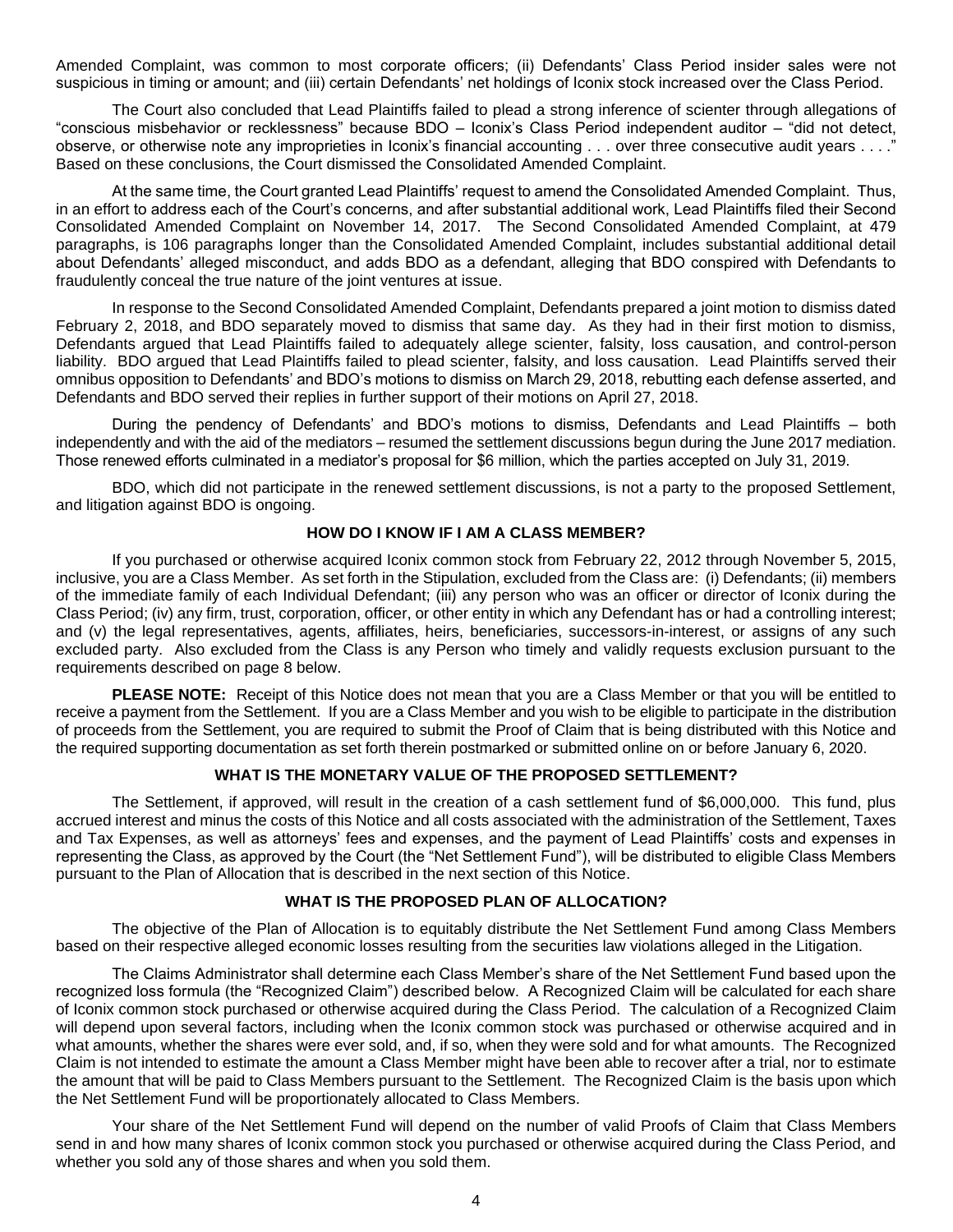Amended Complaint, was common to most corporate officers; (ii) Defendants' Class Period insider sales were not suspicious in timing or amount; and (iii) certain Defendants' net holdings of Iconix stock increased over the Class Period.

The Court also concluded that Lead Plaintiffs failed to plead a strong inference of scienter through allegations of "conscious misbehavior or recklessness" because BDO – Iconix's Class Period independent auditor – "did not detect, observe, or otherwise note any improprieties in Iconix's financial accounting . . . over three consecutive audit years . . . ." Based on these conclusions, the Court dismissed the Consolidated Amended Complaint.

At the same time, the Court granted Lead Plaintiffs' request to amend the Consolidated Amended Complaint. Thus, in an effort to address each of the Court's concerns, and after substantial additional work, Lead Plaintiffs filed their Second Consolidated Amended Complaint on November 14, 2017. The Second Consolidated Amended Complaint, at 479 paragraphs, is 106 paragraphs longer than the Consolidated Amended Complaint, includes substantial additional detail about Defendants' alleged misconduct, and adds BDO as a defendant, alleging that BDO conspired with Defendants to fraudulently conceal the true nature of the joint ventures at issue.

In response to the Second Consolidated Amended Complaint, Defendants prepared a joint motion to dismiss dated February 2, 2018, and BDO separately moved to dismiss that same day. As they had in their first motion to dismiss, Defendants argued that Lead Plaintiffs failed to adequately allege scienter, falsity, loss causation, and control-person liability. BDO argued that Lead Plaintiffs failed to plead scienter, falsity, and loss causation. Lead Plaintiffs served their omnibus opposition to Defendants' and BDO's motions to dismiss on March 29, 2018, rebutting each defense asserted, and Defendants and BDO served their replies in further support of their motions on April 27, 2018.

During the pendency of Defendants' and BDO's motions to dismiss, Defendants and Lead Plaintiffs – both independently and with the aid of the mediators – resumed the settlement discussions begun during the June 2017 mediation. Those renewed efforts culminated in a mediator's proposal for $6 million, which the parties accepted on July 31, 2019.

BDO, which did not participate in the renewed settlement discussions, is not a party to the proposed Settlement, and litigation against BDO is ongoing.

## HOW DO I KNOW IF I AM A CLASS MEMBER?

If you purchased or otherwise acquired Iconix common stock from February 22, 2012 through November 5, 2015, inclusive, you are a Class Member. As set forth in the Stipulation, excluded from the Class are: (i) Defendants; (ii) members of the immediate family of each Individual Defendant; (iii) any person who was an officer or director of Iconix during the Class Period; (iv) any firm, trust, corporation, officer, or other entity in which any Defendant has or had a controlling interest; and (v) the legal representatives, agents, affiliates, heirs, beneficiaries, successors-in-interest, or assigns of any such excluded party. Also excluded from the Class is any Person who timely and validly requests exclusion pursuant to the requirements described on page 8 below.

**PLEASE NOTE:** Receipt of this Notice does not mean that you are a Class Member or that you will be entitled to receive a payment from the Settlement. If you are a Class Member and you wish to be eligible to participate in the distribution of proceeds from the Settlement, you are required to submit the Proof of Claim that is being distributed with this Notice and the required supporting documentation as set forth therein postmarked or submitted online on or before January 6, 2020.

## WHAT IS THE MONETARY VALUE OF THE PROPOSED SETTLEMENT?

The Settlement, if approved, will result in the creation of a cash settlement fund of $6,000,000. This fund, plus accrued interest and minus the costs of this Notice and all costs associated with the administration of the Settlement, Taxes and Tax Expenses, as well as attorneys' fees and expenses, and the payment of Lead Plaintiffs' costs and expenses in representing the Class, as approved by the Court (the "Net Settlement Fund"), will be distributed to eligible Class Members pursuant to the Plan of Allocation that is described in the next section of this Notice.

## WHAT IS THE PROPOSED PLAN OF ALLOCATION?

The objective of the Plan of Allocation is to equitably distribute the Net Settlement Fund among Class Members based on their respective alleged economic losses resulting from the securities law violations alleged in the Litigation.

The Claims Administrator shall determine each Class Member's share of the Net Settlement Fund based upon the recognized loss formula (the "Recognized Claim") described below. A Recognized Claim will be calculated for each share of Iconix common stock purchased or otherwise acquired during the Class Period. The calculation of a Recognized Claim will depend upon several factors, including when the Iconix common stock was purchased or otherwise acquired and in what amounts, whether the shares were ever sold, and, if so, when they were sold and for what amounts. The Recognized Claim is not intended to estimate the amount a Class Member might have been able to recover after a trial, nor to estimate the amount that will be paid to Class Members pursuant to the Settlement. The Recognized Claim is the basis upon which the Net Settlement Fund will be proportionately allocated to Class Members.

Your share of the Net Settlement Fund will depend on the number of valid Proofs of Claim that Class Members send in and how many shares of Iconix common stock you purchased or otherwise acquired during the Class Period, and whether you sold any of those shares and when you sold them.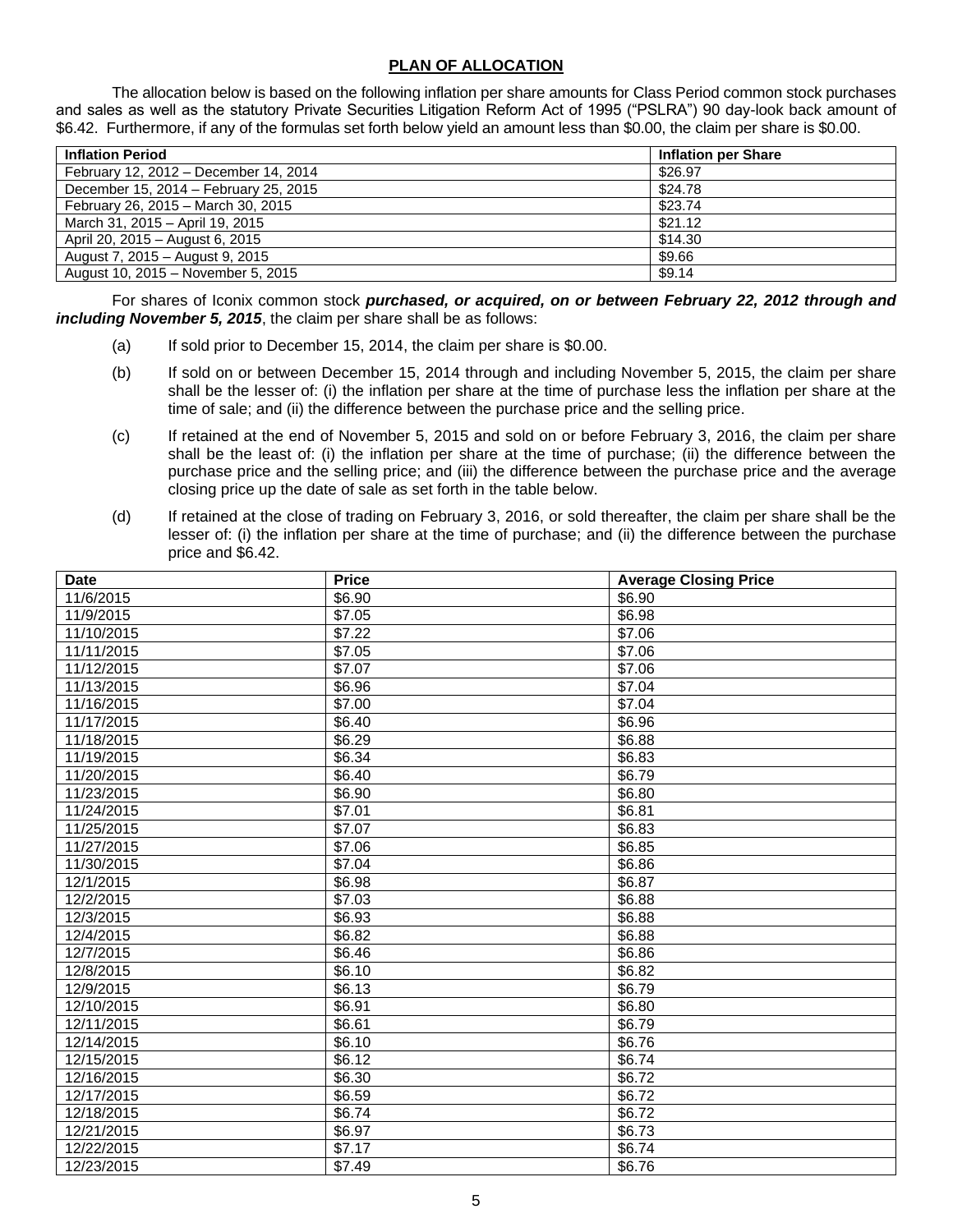## PLAN OF ALLOCATION

The allocation below is based on the following inflation per share amounts for Class Period common stock purchases and sales as well as the statutory Private Securities Litigation Reform Act of 1995 ("PSLRA") 90 day-look back amount of $6.42. Furthermore, if any of the formulas set forth below yield an amount less than $0.00, the claim per share is $0.00.

| Inflation Period | Inflation per Share |
|---|---|
| February 12, 2012 – December 14, 2014 | $26.97 |
| December 15, 2014 – February 25, 2015 | $24.78 |
| February 26, 2015 – March 30, 2015 | $23.74 |
| March 31, 2015 – April 19, 2015 | $21.12 |
| April 20, 2015 – August 6, 2015 | $14.30 |
| August 7, 2015 – August 9, 2015 | $9.66 |
| August 10, 2015 – November 5, 2015 | $9.14 |

For shares of Iconix common stock ***purchased, or acquired, on or between February 22, 2012 through and including November 5, 2015***, the claim per share shall be as follows:

(a) If sold prior to December 15, 2014, the claim per share is $0.00.

(b) If sold on or between December 15, 2014 through and including November 5, 2015, the claim per share shall be the lesser of: (i) the inflation per share at the time of purchase less the inflation per share at the time of sale; and (ii) the difference between the purchase price and the selling price.

(c) If retained at the end of November 5, 2015 and sold on or before February 3, 2016, the claim per share shall be the least of: (i) the inflation per share at the time of purchase; (ii) the difference between the purchase price and the selling price; and (iii) the difference between the purchase price and the average closing price up the date of sale as set forth in the table below.

(d) If retained at the close of trading on February 3, 2016, or sold thereafter, the claim per share shall be the lesser of: (i) the inflation per share at the time of purchase; and (ii) the difference between the purchase price and $6.42.

| Date | Price | Average Closing Price |
|---|---|---|
| 11/6/2015 | $6.90 | $6.90 |
| 11/9/2015 | $7.05 | $6.98 |
| 11/10/2015 | $7.22 | $7.06 |
| 11/11/2015 | $7.05 | $7.06 |
| 11/12/2015 | $7.07 | $7.06 |
| 11/13/2015 | $6.96 | $7.04 |
| 11/16/2015 | $7.00 | $7.04 |
| 11/17/2015 | $6.40 | $6.96 |
| 11/18/2015 | $6.29 | $6.88 |
| 11/19/2015 | $6.34 | $6.83 |
| 11/20/2015 | $6.40 | $6.79 |
| 11/23/2015 | $6.90 | $6.80 |
| 11/24/2015 | $7.01 | $6.81 |
| 11/25/2015 | $7.07 | $6.83 |
| 11/27/2015 | $7.06 | $6.85 |
| 11/30/2015 | $7.04 | $6.86 |
| 12/1/2015 | $6.98 | $6.87 |
| 12/2/2015 | $7.03 | $6.88 |
| 12/3/2015 | $6.93 | $6.88 |
| 12/4/2015 | $6.82 | $6.88 |
| 12/7/2015 | $6.46 | $6.86 |
| 12/8/2015 | $6.10 | $6.82 |
| 12/9/2015 | $6.13 | $6.79 |
| 12/10/2015 | $6.91 | $6.80 |
| 12/11/2015 | $6.61 | $6.79 |
| 12/14/2015 | $6.10 | $6.76 |
| 12/15/2015 | $6.12 | $6.74 |
| 12/16/2015 | $6.30 | $6.72 |
| 12/17/2015 | $6.59 | $6.72 |
| 12/18/2015 | $6.74 | $6.72 |
| 12/21/2015 | $6.97 | $6.73 |
| 12/22/2015 | $7.17 | $6.74 |
| 12/23/2015 | $7.49 | $6.76 |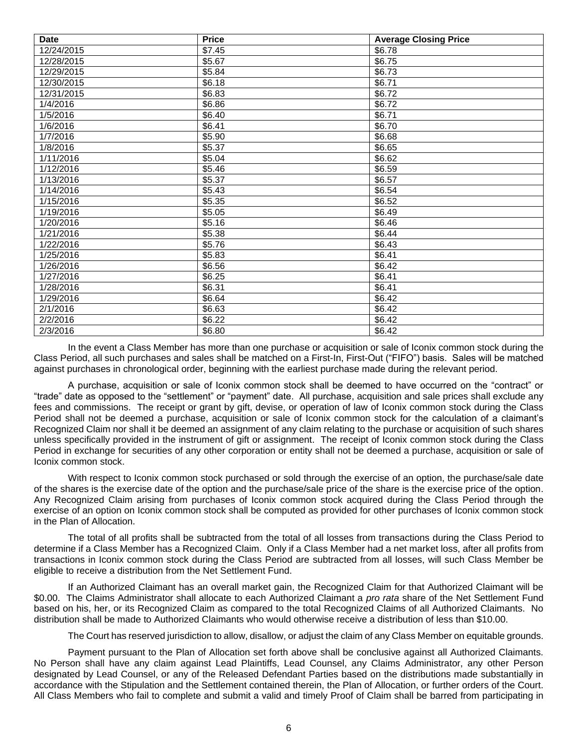| Date | Price | Average Closing Price |
| --- | --- | --- |
| 12/24/2015 | $7.45 | $6.78 |
| 12/28/2015 | $5.67 | $6.75 |
| 12/29/2015 | $5.84 | $6.73 |
| 12/30/2015 | $6.18 | $6.71 |
| 12/31/2015 | $6.83 | $6.72 |
| 1/4/2016 | $6.86 | $6.72 |
| 1/5/2016 | $6.40 | $6.71 |
| 1/6/2016 | $6.41 | $6.70 |
| 1/7/2016 | $5.90 | $6.68 |
| 1/8/2016 | $5.37 | $6.65 |
| 1/11/2016 | $5.04 | $6.62 |
| 1/12/2016 | $5.46 | $6.59 |
| 1/13/2016 | $5.37 | $6.57 |
| 1/14/2016 | $5.43 | $6.54 |
| 1/15/2016 | $5.35 | $6.52 |
| 1/19/2016 | $5.05 | $6.49 |
| 1/20/2016 | $5.16 | $6.46 |
| 1/21/2016 | $5.38 | $6.44 |
| 1/22/2016 | $5.76 | $6.43 |
| 1/25/2016 | $5.83 | $6.41 |
| 1/26/2016 | $6.56 | $6.42 |
| 1/27/2016 | $6.25 | $6.41 |
| 1/28/2016 | $6.31 | $6.41 |
| 1/29/2016 | $6.64 | $6.42 |
| 2/1/2016 | $6.63 | $6.42 |
| 2/2/2016 | $6.22 | $6.42 |
| 2/3/2016 | $6.80 | $6.42 |

In the event a Class Member has more than one purchase or acquisition or sale of Iconix common stock during the Class Period, all such purchases and sales shall be matched on a First-In, First-Out ("FIFO") basis. Sales will be matched against purchases in chronological order, beginning with the earliest purchase made during the relevant period.

A purchase, acquisition or sale of Iconix common stock shall be deemed to have occurred on the "contract" or "trade" date as opposed to the "settlement" or "payment" date. All purchase, acquisition and sale prices shall exclude any fees and commissions. The receipt or grant by gift, devise, or operation of law of Iconix common stock during the Class Period shall not be deemed a purchase, acquisition or sale of Iconix common stock for the calculation of a claimant's Recognized Claim nor shall it be deemed an assignment of any claim relating to the purchase or acquisition of such shares unless specifically provided in the instrument of gift or assignment. The receipt of Iconix common stock during the Class Period in exchange for securities of any other corporation or entity shall not be deemed a purchase, acquisition or sale of Iconix common stock.

With respect to Iconix common stock purchased or sold through the exercise of an option, the purchase/sale date of the shares is the exercise date of the option and the purchase/sale price of the share is the exercise price of the option. Any Recognized Claim arising from purchases of Iconix common stock acquired during the Class Period through the exercise of an option on Iconix common stock shall be computed as provided for other purchases of Iconix common stock in the Plan of Allocation.

The total of all profits shall be subtracted from the total of all losses from transactions during the Class Period to determine if a Class Member has a Recognized Claim. Only if a Class Member had a net market loss, after all profits from transactions in Iconix common stock during the Class Period are subtracted from all losses, will such Class Member be eligible to receive a distribution from the Net Settlement Fund.

If an Authorized Claimant has an overall market gain, the Recognized Claim for that Authorized Claimant will be $0.00. The Claims Administrator shall allocate to each Authorized Claimant a *pro rata* share of the Net Settlement Fund based on his, her, or its Recognized Claim as compared to the total Recognized Claims of all Authorized Claimants. No distribution shall be made to Authorized Claimants who would otherwise receive a distribution of less than $10.00.

The Court has reserved jurisdiction to allow, disallow, or adjust the claim of any Class Member on equitable grounds.

Payment pursuant to the Plan of Allocation set forth above shall be conclusive against all Authorized Claimants. No Person shall have any claim against Lead Plaintiffs, Lead Counsel, any Claims Administrator, any other Person designated by Lead Counsel, or any of the Released Defendant Parties based on the distributions made substantially in accordance with the Stipulation and the Settlement contained therein, the Plan of Allocation, or further orders of the Court. All Class Members who fail to complete and submit a valid and timely Proof of Claim shall be barred from participating in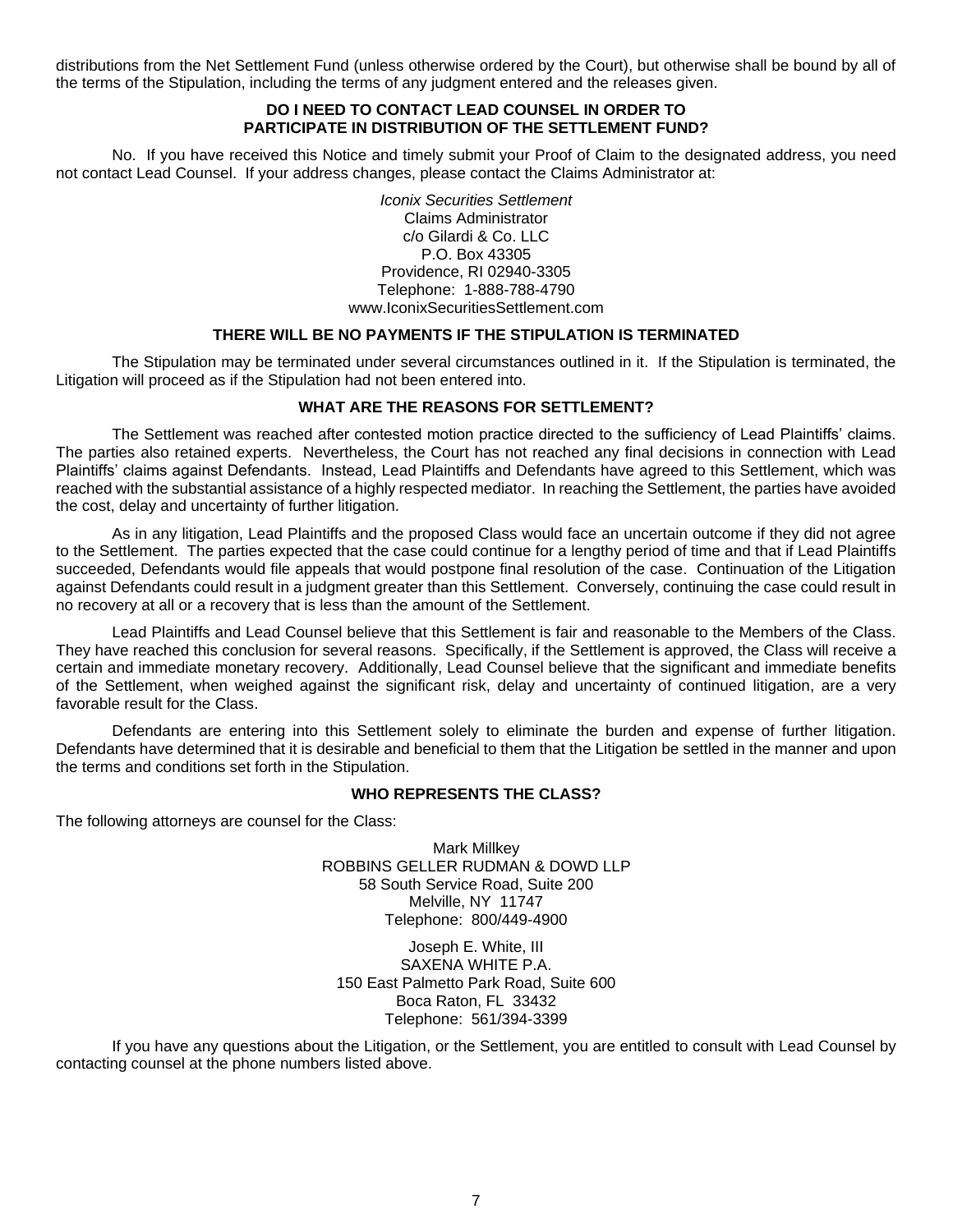distributions from the Net Settlement Fund (unless otherwise ordered by the Court), but otherwise shall be bound by all of the terms of the Stipulation, including the terms of any judgment entered and the releases given.

## DO I NEED TO CONTACT LEAD COUNSEL IN ORDER TO PARTICIPATE IN DISTRIBUTION OF THE SETTLEMENT FUND?

No. If you have received this Notice and timely submit your Proof of Claim to the designated address, you need not contact Lead Counsel. If your address changes, please contact the Claims Administrator at:

*Iconix Securities Settlement*
Claims Administrator
c/o Gilardi & Co. LLC
P.O. Box 43305
Providence, RI 02940-3305
Telephone: 1-888-788-4790
www.IconixSecuritiesSettlement.com

## THERE WILL BE NO PAYMENTS IF THE STIPULATION IS TERMINATED

The Stipulation may be terminated under several circumstances outlined in it. If the Stipulation is terminated, the Litigation will proceed as if the Stipulation had not been entered into.

## WHAT ARE THE REASONS FOR SETTLEMENT?

The Settlement was reached after contested motion practice directed to the sufficiency of Lead Plaintiffs' claims. The parties also retained experts. Nevertheless, the Court has not reached any final decisions in connection with Lead Plaintiffs' claims against Defendants. Instead, Lead Plaintiffs and Defendants have agreed to this Settlement, which was reached with the substantial assistance of a highly respected mediator. In reaching the Settlement, the parties have avoided the cost, delay and uncertainty of further litigation.

As in any litigation, Lead Plaintiffs and the proposed Class would face an uncertain outcome if they did not agree to the Settlement. The parties expected that the case could continue for a lengthy period of time and that if Lead Plaintiffs succeeded, Defendants would file appeals that would postpone final resolution of the case. Continuation of the Litigation against Defendants could result in a judgment greater than this Settlement. Conversely, continuing the case could result in no recovery at all or a recovery that is less than the amount of the Settlement.

Lead Plaintiffs and Lead Counsel believe that this Settlement is fair and reasonable to the Members of the Class. They have reached this conclusion for several reasons. Specifically, if the Settlement is approved, the Class will receive a certain and immediate monetary recovery. Additionally, Lead Counsel believe that the significant and immediate benefits of the Settlement, when weighed against the significant risk, delay and uncertainty of continued litigation, are a very favorable result for the Class.

Defendants are entering into this Settlement solely to eliminate the burden and expense of further litigation. Defendants have determined that it is desirable and beneficial to them that the Litigation be settled in the manner and upon the terms and conditions set forth in the Stipulation.

## WHO REPRESENTS THE CLASS?

The following attorneys are counsel for the Class:

Mark Millkey
ROBBINS GELLER RUDMAN & DOWD LLP
58 South Service Road, Suite 200
Melville, NY 11747
Telephone: 800/449-4900

Joseph E. White, III
SAXENA WHITE P.A.
150 East Palmetto Park Road, Suite 600
Boca Raton, FL 33432
Telephone: 561/394-3399

If you have any questions about the Litigation, or the Settlement, you are entitled to consult with Lead Counsel by contacting counsel at the phone numbers listed above.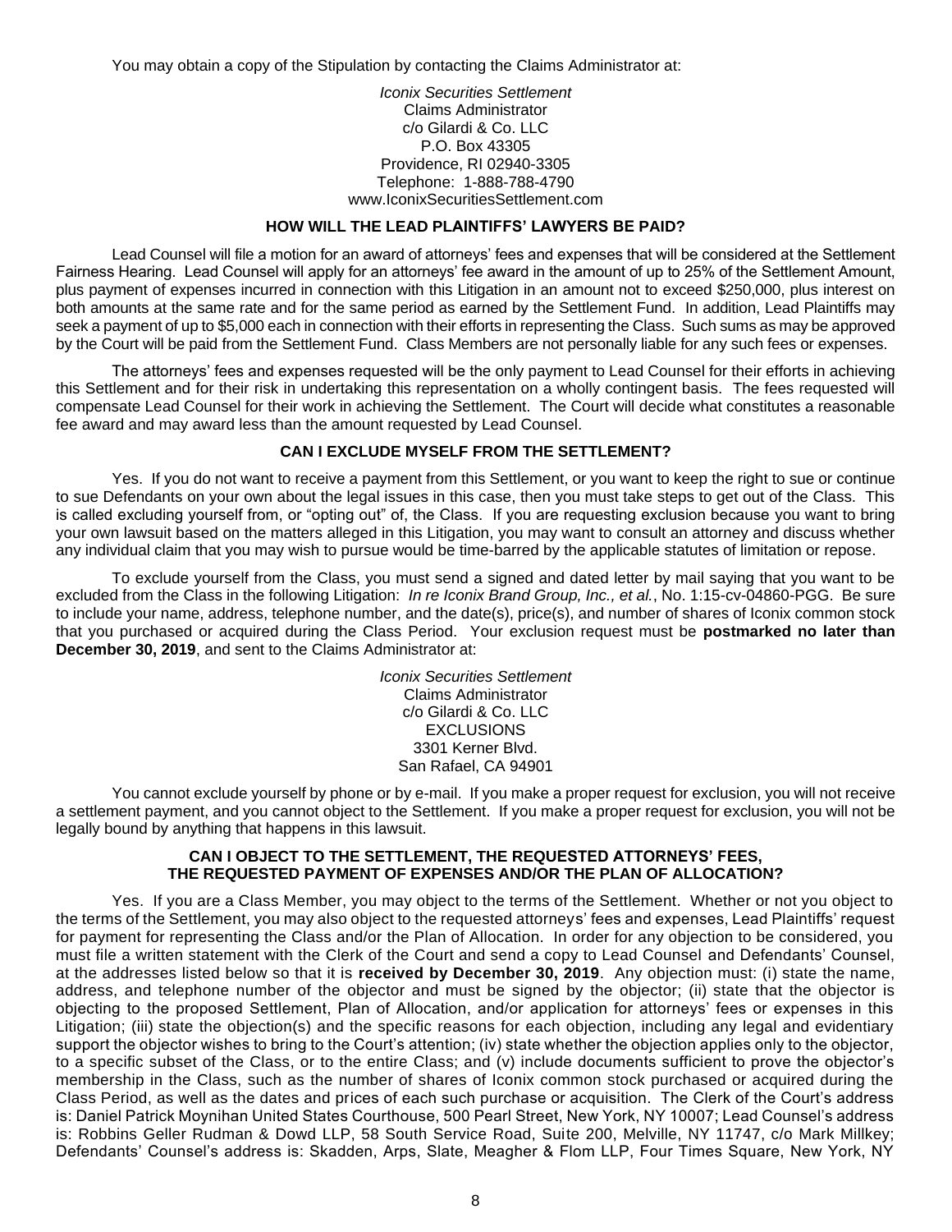You may obtain a copy of the Stipulation by contacting the Claims Administrator at:

*Iconix Securities Settlement*
Claims Administrator
c/o Gilardi & Co. LLC
P.O. Box 43305
Providence, RI 02940-3305
Telephone: 1-888-788-4790
www.IconixSecuritiesSettlement.com

### HOW WILL THE LEAD PLAINTIFFS' LAWYERS BE PAID?

Lead Counsel will file a motion for an award of attorneys' fees and expenses that will be considered at the Settlement Fairness Hearing. Lead Counsel will apply for an attorneys' fee award in the amount of up to 25% of the Settlement Amount, plus payment of expenses incurred in connection with this Litigation in an amount not to exceed \$250,000, plus interest on both amounts at the same rate and for the same period as earned by the Settlement Fund. In addition, Lead Plaintiffs may seek a payment of up to \$5,000 each in connection with their efforts in representing the Class. Such sums as may be approved by the Court will be paid from the Settlement Fund. Class Members are not personally liable for any such fees or expenses.

The attorneys' fees and expenses requested will be the only payment to Lead Counsel for their efforts in achieving this Settlement and for their risk in undertaking this representation on a wholly contingent basis. The fees requested will compensate Lead Counsel for their work in achieving the Settlement. The Court will decide what constitutes a reasonable fee award and may award less than the amount requested by Lead Counsel.

### CAN I EXCLUDE MYSELF FROM THE SETTLEMENT?

Yes. If you do not want to receive a payment from this Settlement, or you want to keep the right to sue or continue to sue Defendants on your own about the legal issues in this case, then you must take steps to get out of the Class. This is called excluding yourself from, or "opting out" of, the Class. If you are requesting exclusion because you want to bring your own lawsuit based on the matters alleged in this Litigation, you may want to consult an attorney and discuss whether any individual claim that you may wish to pursue would be time-barred by the applicable statutes of limitation or repose.

To exclude yourself from the Class, you must send a signed and dated letter by mail saying that you want to be excluded from the Class in the following Litigation: *In re Iconix Brand Group, Inc., et al.*, No. 1:15-cv-04860-PGG. Be sure to include your name, address, telephone number, and the date(s), price(s), and number of shares of Iconix common stock that you purchased or acquired during the Class Period. Your exclusion request must be **postmarked no later than December 30, 2019**, and sent to the Claims Administrator at:

*Iconix Securities Settlement*
Claims Administrator
c/o Gilardi & Co. LLC
EXCLUSIONS
3301 Kerner Blvd.
San Rafael, CA 94901

You cannot exclude yourself by phone or by e-mail. If you make a proper request for exclusion, you will not receive a settlement payment, and you cannot object to the Settlement. If you make a proper request for exclusion, you will not be legally bound by anything that happens in this lawsuit.

### CAN I OBJECT TO THE SETTLEMENT, THE REQUESTED ATTORNEYS' FEES, THE REQUESTED PAYMENT OF EXPENSES AND/OR THE PLAN OF ALLOCATION?

Yes. If you are a Class Member, you may object to the terms of the Settlement. Whether or not you object to the terms of the Settlement, you may also object to the requested attorneys' fees and expenses, Lead Plaintiffs' request for payment for representing the Class and/or the Plan of Allocation. In order for any objection to be considered, you must file a written statement with the Clerk of the Court and send a copy to Lead Counsel and Defendants' Counsel, at the addresses listed below so that it is **received by December 30, 2019**. Any objection must: (i) state the name, address, and telephone number of the objector and must be signed by the objector; (ii) state that the objector is objecting to the proposed Settlement, Plan of Allocation, and/or application for attorneys' fees or expenses in this Litigation; (iii) state the objection(s) and the specific reasons for each objection, including any legal and evidentiary support the objector wishes to bring to the Court's attention; (iv) state whether the objection applies only to the objector, to a specific subset of the Class, or to the entire Class; and (v) include documents sufficient to prove the objector's membership in the Class, such as the number of shares of Iconix common stock purchased or acquired during the Class Period, as well as the dates and prices of each such purchase or acquisition. The Clerk of the Court's address is: Daniel Patrick Moynihan United States Courthouse, 500 Pearl Street, New York, NY 10007; Lead Counsel's address is: Robbins Geller Rudman & Dowd LLP, 58 South Service Road, Suite 200, Melville, NY 11747, c/o Mark Millkey; Defendants' Counsel's address is: Skadden, Arps, Slate, Meagher & Flom LLP, Four Times Square, New York, NY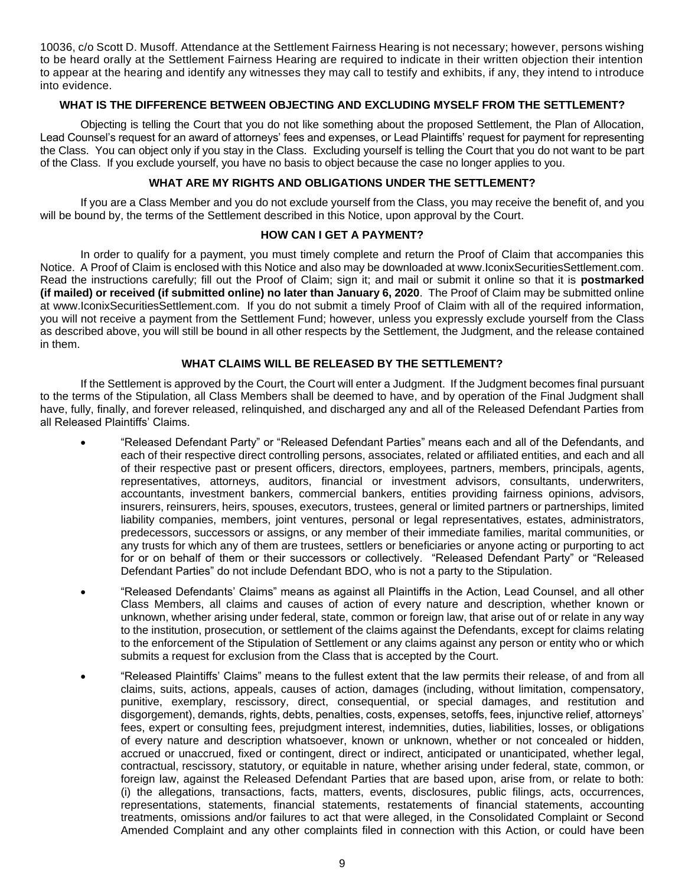10036, c/o Scott D. Musoff. Attendance at the Settlement Fairness Hearing is not necessary; however, persons wishing to be heard orally at the Settlement Fairness Hearing are required to indicate in their written objection their intention to appear at the hearing and identify any witnesses they may call to testify and exhibits, if any, they intend to introduce into evidence.

### WHAT IS THE DIFFERENCE BETWEEN OBJECTING AND EXCLUDING MYSELF FROM THE SETTLEMENT?

Objecting is telling the Court that you do not like something about the proposed Settlement, the Plan of Allocation, Lead Counsel's request for an award of attorneys' fees and expenses, or Lead Plaintiffs' request for payment for representing the Class. You can object only if you stay in the Class. Excluding yourself is telling the Court that you do not want to be part of the Class. If you exclude yourself, you have no basis to object because the case no longer applies to you.

### WHAT ARE MY RIGHTS AND OBLIGATIONS UNDER THE SETTLEMENT?

If you are a Class Member and you do not exclude yourself from the Class, you may receive the benefit of, and you will be bound by, the terms of the Settlement described in this Notice, upon approval by the Court.

### HOW CAN I GET A PAYMENT?

In order to qualify for a payment, you must timely complete and return the Proof of Claim that accompanies this Notice. A Proof of Claim is enclosed with this Notice and also may be downloaded at www.IconixSecuritiesSettlement.com. Read the instructions carefully; fill out the Proof of Claim; sign it; and mail or submit it online so that it is **postmarked (if mailed) or received (if submitted online) no later than January 6, 2020**. The Proof of Claim may be submitted online at www.IconixSecuritiesSettlement.com. If you do not submit a timely Proof of Claim with all of the required information, you will not receive a payment from the Settlement Fund; however, unless you expressly exclude yourself from the Class as described above, you will still be bound in all other respects by the Settlement, the Judgment, and the release contained in them.

### WHAT CLAIMS WILL BE RELEASED BY THE SETTLEMENT?

If the Settlement is approved by the Court, the Court will enter a Judgment. If the Judgment becomes final pursuant to the terms of the Stipulation, all Class Members shall be deemed to have, and by operation of the Final Judgment shall have, fully, finally, and forever released, relinquished, and discharged any and all of the Released Defendant Parties from all Released Plaintiffs' Claims.

- "Released Defendant Party" or "Released Defendant Parties" means each and all of the Defendants, and each of their respective direct controlling persons, associates, related or affiliated entities, and each and all of their respective past or present officers, directors, employees, partners, members, principals, agents, representatives, attorneys, auditors, financial or investment advisors, consultants, underwriters, accountants, investment bankers, commercial bankers, entities providing fairness opinions, advisors, insurers, reinsurers, heirs, spouses, executors, trustees, general or limited partners or partnerships, limited liability companies, members, joint ventures, personal or legal representatives, estates, administrators, predecessors, successors or assigns, or any member of their immediate families, marital communities, or any trusts for which any of them are trustees, settlers or beneficiaries or anyone acting or purporting to act for or on behalf of them or their successors or collectively. "Released Defendant Party" or "Released Defendant Parties" do not include Defendant BDO, who is not a party to the Stipulation.
- "Released Defendants' Claims" means as against all Plaintiffs in the Action, Lead Counsel, and all other Class Members, all claims and causes of action of every nature and description, whether known or unknown, whether arising under federal, state, common or foreign law, that arise out of or relate in any way to the institution, prosecution, or settlement of the claims against the Defendants, except for claims relating to the enforcement of the Stipulation of Settlement or any claims against any person or entity who or which submits a request for exclusion from the Class that is accepted by the Court.
- "Released Plaintiffs' Claims" means to the fullest extent that the law permits their release, of and from all claims, suits, actions, appeals, causes of action, damages (including, without limitation, compensatory, punitive, exemplary, rescissory, direct, consequential, or special damages, and restitution and disgorgement), demands, rights, debts, penalties, costs, expenses, setoffs, fees, injunctive relief, attorneys' fees, expert or consulting fees, prejudgment interest, indemnities, duties, liabilities, losses, or obligations of every nature and description whatsoever, known or unknown, whether or not concealed or hidden, accrued or unaccrued, fixed or contingent, direct or indirect, anticipated or unanticipated, whether legal, contractual, rescissory, statutory, or equitable in nature, whether arising under federal, state, common, or foreign law, against the Released Defendant Parties that are based upon, arise from, or relate to both: (i) the allegations, transactions, facts, matters, events, disclosures, public filings, acts, occurrences, representations, statements, financial statements, restatements of financial statements, accounting treatments, omissions and/or failures to act that were alleged, in the Consolidated Complaint or Second Amended Complaint and any other complaints filed in connection with this Action, or could have been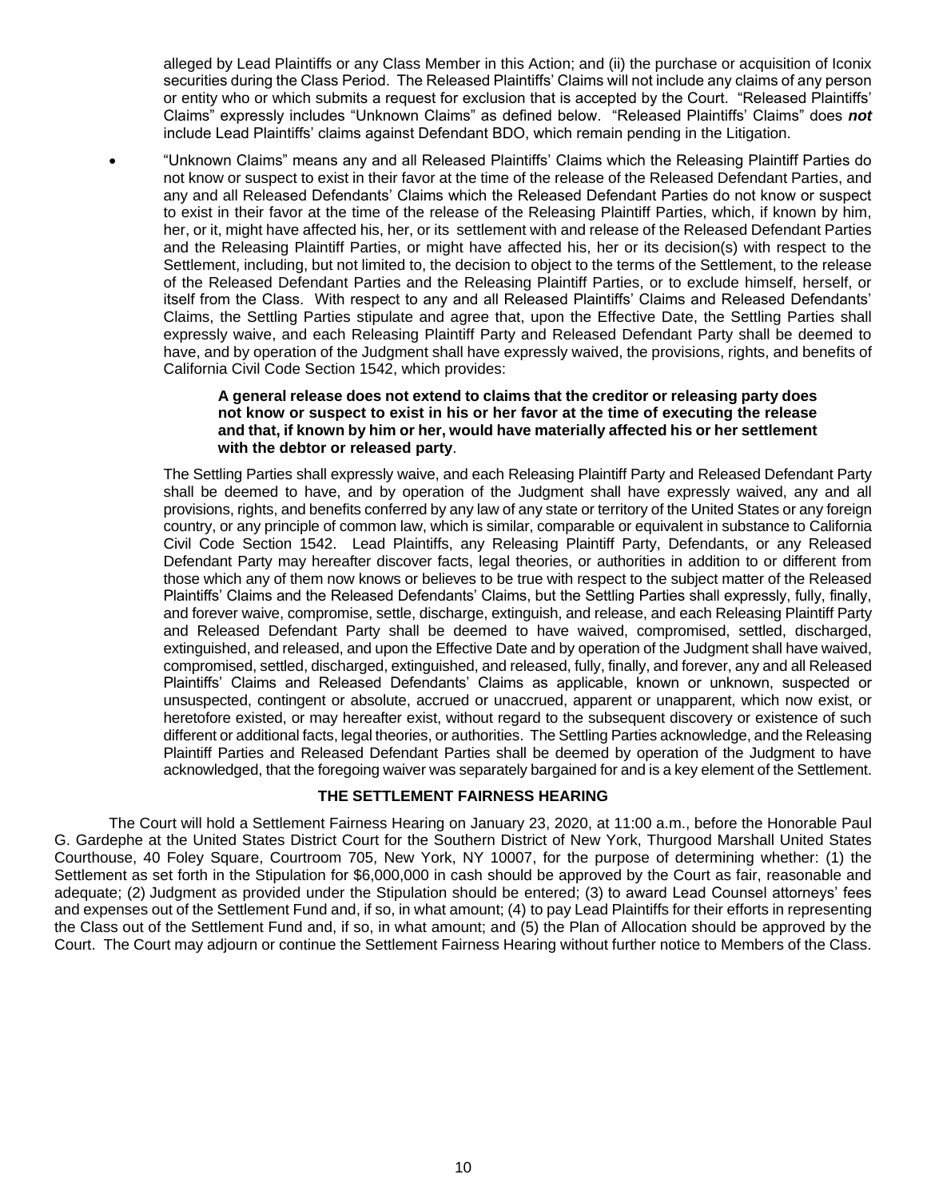alleged by Lead Plaintiffs or any Class Member in this Action; and (ii) the purchase or acquisition of Iconix securities during the Class Period. The Released Plaintiffs' Claims will not include any claims of any person or entity who or which submits a request for exclusion that is accepted by the Court. "Released Plaintiffs' Claims" expressly includes "Unknown Claims" as defined below. "Released Plaintiffs' Claims" does ***not*** include Lead Plaintiffs' claims against Defendant BDO, which remain pending in the Litigation.

- "Unknown Claims" means any and all Released Plaintiffs' Claims which the Releasing Plaintiff Parties do not know or suspect to exist in their favor at the time of the release of the Released Defendant Parties, and any and all Released Defendants' Claims which the Released Defendant Parties do not know or suspect to exist in their favor at the time of the release of the Releasing Plaintiff Parties, which, if known by him, her, or it, might have affected his, her, or its settlement with and release of the Released Defendant Parties and the Releasing Plaintiff Parties, or might have affected his, her or its decision(s) with respect to the Settlement, including, but not limited to, the decision to object to the terms of the Settlement, to the release of the Released Defendant Parties and the Releasing Plaintiff Parties, or to exclude himself, herself, or itself from the Class. With respect to any and all Released Plaintiffs' Claims and Released Defendants' Claims, the Settling Parties stipulate and agree that, upon the Effective Date, the Settling Parties shall expressly waive, and each Releasing Plaintiff Party and Released Defendant Party shall be deemed to have, and by operation of the Judgment shall have expressly waived, the provisions, rights, and benefits of California Civil Code Section 1542, which provides:

  > **A general release does not extend to claims that the creditor or releasing party does not know or suspect to exist in his or her favor at the time of executing the release and that, if known by him or her, would have materially affected his or her settlement with the debtor or released party**.

  The Settling Parties shall expressly waive, and each Releasing Plaintiff Party and Released Defendant Party shall be deemed to have, and by operation of the Judgment shall have expressly waived, any and all provisions, rights, and benefits conferred by any law of any state or territory of the United States or any foreign country, or any principle of common law, which is similar, comparable or equivalent in substance to California Civil Code Section 1542. Lead Plaintiffs, any Releasing Plaintiff Party, Defendants, or any Released Defendant Party may hereafter discover facts, legal theories, or authorities in addition to or different from those which any of them now knows or believes to be true with respect to the subject matter of the Released Plaintiffs' Claims and the Released Defendants' Claims, but the Settling Parties shall expressly, fully, finally, and forever waive, compromise, settle, discharge, extinguish, and release, and each Releasing Plaintiff Party and Released Defendant Party shall be deemed to have waived, compromised, settled, discharged, extinguished, and released, and upon the Effective Date and by operation of the Judgment shall have waived, compromised, settled, discharged, extinguished, and released, fully, finally, and forever, any and all Released Plaintiffs' Claims and Released Defendants' Claims as applicable, known or unknown, suspected or unsuspected, contingent or absolute, accrued or unaccrued, apparent or unapparent, which now exist, or heretofore existed, or may hereafter exist, without regard to the subsequent discovery or existence of such different or additional facts, legal theories, or authorities. The Settling Parties acknowledge, and the Releasing Plaintiff Parties and Released Defendant Parties shall be deemed by operation of the Judgment to have acknowledged, that the foregoing waiver was separately bargained for and is a key element of the Settlement.

## THE SETTLEMENT FAIRNESS HEARING

The Court will hold a Settlement Fairness Hearing on January 23, 2020, at 11:00 a.m., before the Honorable Paul G. Gardephe at the United States District Court for the Southern District of New York, Thurgood Marshall United States Courthouse, 40 Foley Square, Courtroom 705, New York, NY 10007, for the purpose of determining whether: (1) the Settlement as set forth in the Stipulation for $6,000,000 in cash should be approved by the Court as fair, reasonable and adequate; (2) Judgment as provided under the Stipulation should be entered; (3) to award Lead Counsel attorneys' fees and expenses out of the Settlement Fund and, if so, in what amount; (4) to pay Lead Plaintiffs for their efforts in representing the Class out of the Settlement Fund and, if so, in what amount; and (5) the Plan of Allocation should be approved by the Court. The Court may adjourn or continue the Settlement Fairness Hearing without further notice to Members of the Class.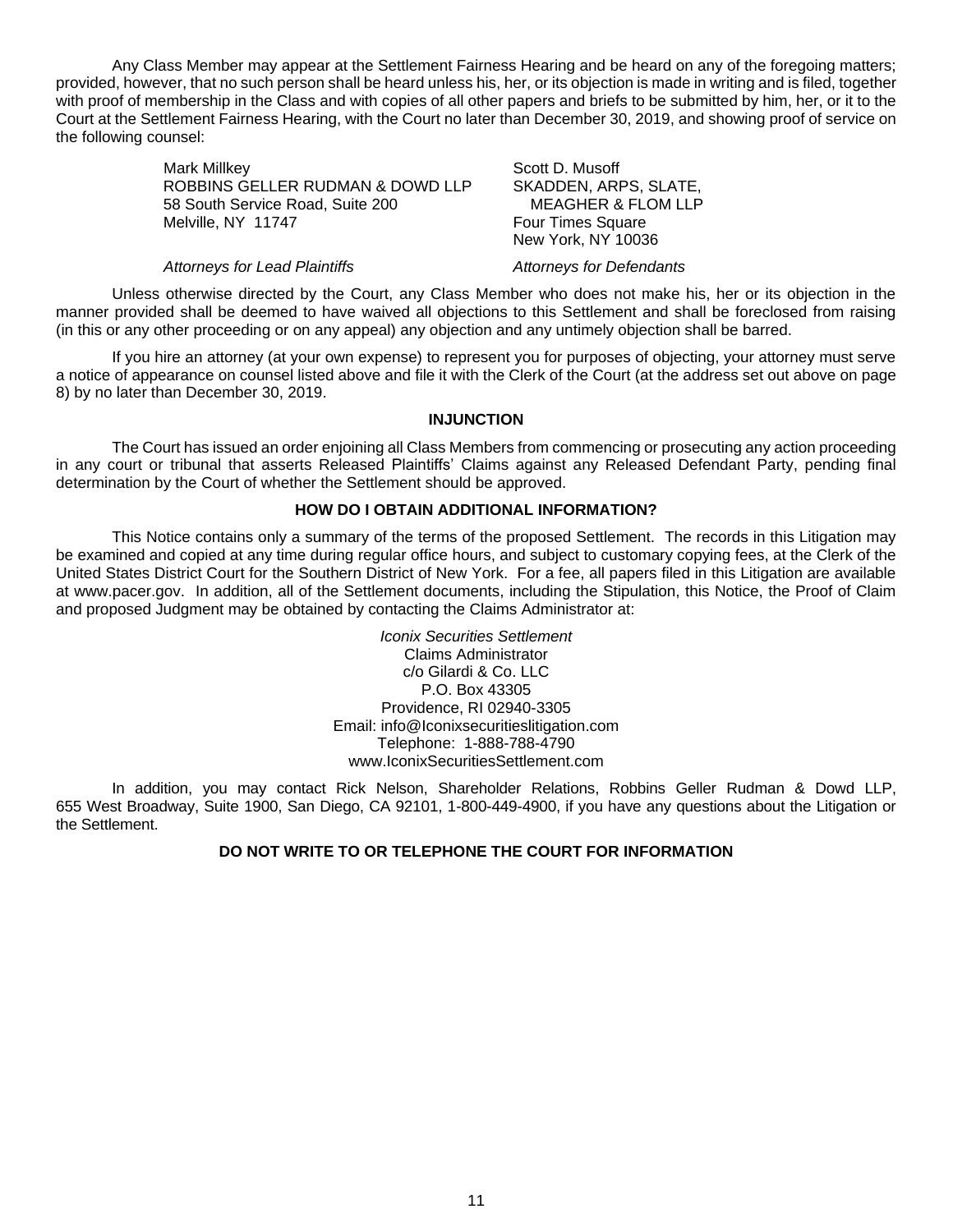Any Class Member may appear at the Settlement Fairness Hearing and be heard on any of the foregoing matters; provided, however, that no such person shall be heard unless his, her, or its objection is made in writing and is filed, together with proof of membership in the Class and with copies of all other papers and briefs to be submitted by him, her, or it to the Court at the Settlement Fairness Hearing, with the Court no later than December 30, 2019, and showing proof of service on the following counsel:

Mark Millkey
ROBBINS GELLER RUDMAN & DOWD LLP
58 South Service Road, Suite 200
Melville, NY 11747

*Attorneys for Lead Plaintiffs*

Scott D. Musoff
SKADDEN, ARPS, SLATE, MEAGHER & FLOM LLP
Four Times Square
New York, NY 10036

*Attorneys for Defendants*

Unless otherwise directed by the Court, any Class Member who does not make his, her or its objection in the manner provided shall be deemed to have waived all objections to this Settlement and shall be foreclosed from raising (in this or any other proceeding or on any appeal) any objection and any untimely objection shall be barred.

If you hire an attorney (at your own expense) to represent you for purposes of objecting, your attorney must serve a notice of appearance on counsel listed above and file it with the Clerk of the Court (at the address set out above on page 8) by no later than December 30, 2019.

## INJUNCTION

The Court has issued an order enjoining all Class Members from commencing or prosecuting any action proceeding in any court or tribunal that asserts Released Plaintiffs' Claims against any Released Defendant Party, pending final determination by the Court of whether the Settlement should be approved.

## HOW DO I OBTAIN ADDITIONAL INFORMATION?

This Notice contains only a summary of the terms of the proposed Settlement. The records in this Litigation may be examined and copied at any time during regular office hours, and subject to customary copying fees, at the Clerk of the United States District Court for the Southern District of New York. For a fee, all papers filed in this Litigation are available at www.pacer.gov. In addition, all of the Settlement documents, including the Stipulation, this Notice, the Proof of Claim and proposed Judgment may be obtained by contacting the Claims Administrator at:

*Iconix Securities Settlement*
Claims Administrator
c/o Gilardi & Co. LLC
P.O. Box 43305
Providence, RI 02940-3305
Email: info@Iconixsecuritieslitigation.com
Telephone: 1-888-788-4790
www.IconixSecuritiesSettlement.com

In addition, you may contact Rick Nelson, Shareholder Relations, Robbins Geller Rudman & Dowd LLP, 655 West Broadway, Suite 1900, San Diego, CA 92101, 1-800-449-4900, if you have any questions about the Litigation or the Settlement.

**DO NOT WRITE TO OR TELEPHONE THE COURT FOR INFORMATION**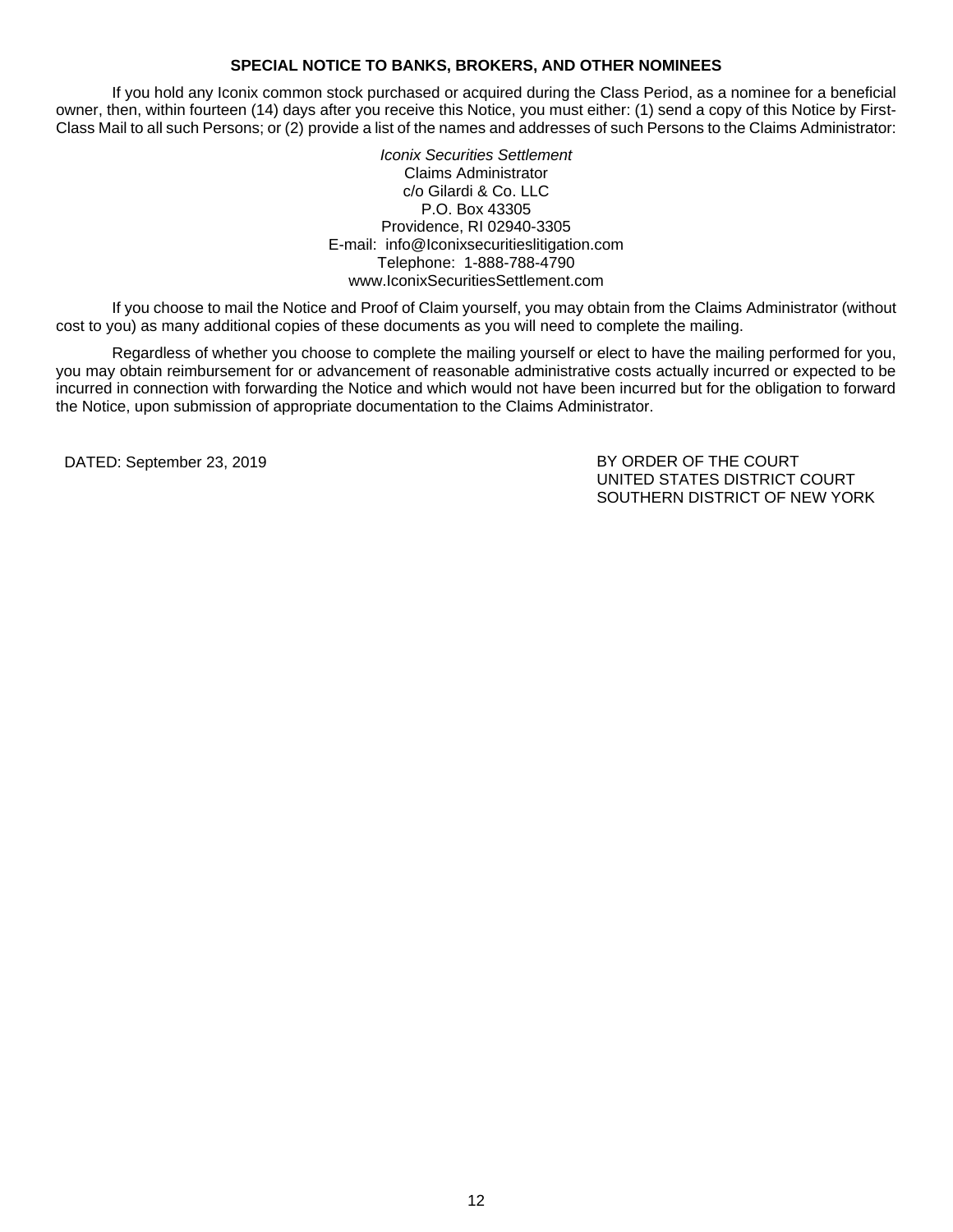## SPECIAL NOTICE TO BANKS, BROKERS, AND OTHER NOMINEES

If you hold any Iconix common stock purchased or acquired during the Class Period, as a nominee for a beneficial owner, then, within fourteen (14) days after you receive this Notice, you must either: (1) send a copy of this Notice by First-Class Mail to all such Persons; or (2) provide a list of the names and addresses of such Persons to the Claims Administrator:

*Iconix Securities Settlement*
Claims Administrator
c/o Gilardi & Co. LLC
P.O. Box 43305
Providence, RI 02940-3305
E-mail: info@Iconixsecuritieslitigation.com
Telephone: 1-888-788-4790
www.IconixSecuritiesSettlement.com

If you choose to mail the Notice and Proof of Claim yourself, you may obtain from the Claims Administrator (without cost to you) as many additional copies of these documents as you will need to complete the mailing.

Regardless of whether you choose to complete the mailing yourself or elect to have the mailing performed for you, you may obtain reimbursement for or advancement of reasonable administrative costs actually incurred or expected to be incurred in connection with forwarding the Notice and which would not have been incurred but for the obligation to forward the Notice, upon submission of appropriate documentation to the Claims Administrator.

DATED: September 23, 2019

BY ORDER OF THE COURT
UNITED STATES DISTRICT COURT
SOUTHERN DISTRICT OF NEW YORK